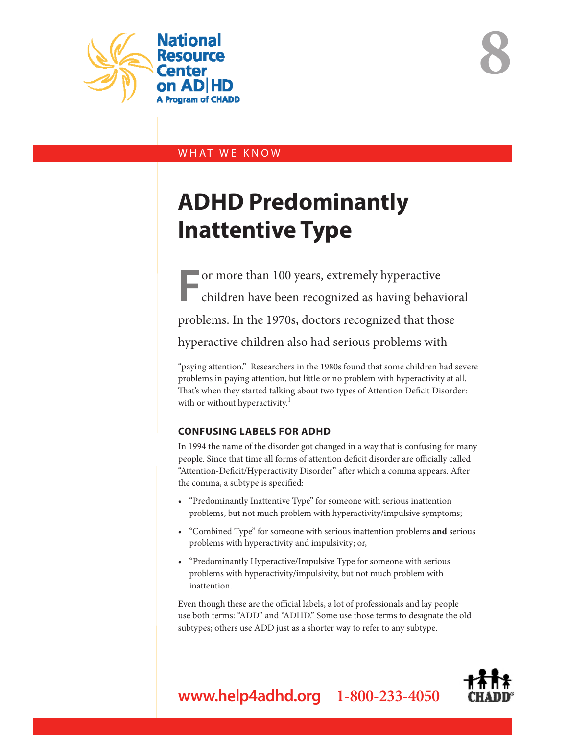National Resource Center on AD|HD
A Program of CHADD

8

WHAT WE KNOW

# ADHD Predominantly Inattentive Type

For more than 100 years, extremely hyperactive children have been recognized as having behavioral problems. In the 1970s, doctors recognized that those hyperactive children also had serious problems with "paying attention." Researchers in the 1980s found that some children had severe problems in paying attention, but little or no problem with hyperactivity at all. That's when they started talking about two types of Attention Deficit Disorder: with or without hyperactivity.[1]

### CONFUSING LABELS FOR ADHD

In 1994 the name of the disorder got changed in a way that is confusing for many people. Since that time all forms of attention deficit disorder are officially called "Attention-Deficit/Hyperactivity Disorder" after which a comma appears. After the comma, a subtype is specified:

- "Predominantly Inattentive Type" for someone with serious inattention problems, but not much problem with hyperactivity/impulsive symptoms;
- "Combined Type" for someone with serious inattention problems **and** serious problems with hyperactivity and impulsivity; or,
- "Predominantly Hyperactive/Impulsive Type for someone with serious problems with hyperactivity/impulsivity, but not much problem with inattention.

Even though these are the official labels, a lot of professionals and lay people use both terms: "ADD" and "ADHD." Some use those terms to designate the old subtypes; others use ADD just as a shorter way to refer to any subtype.

www.help4adhd.org 1-800-233-4050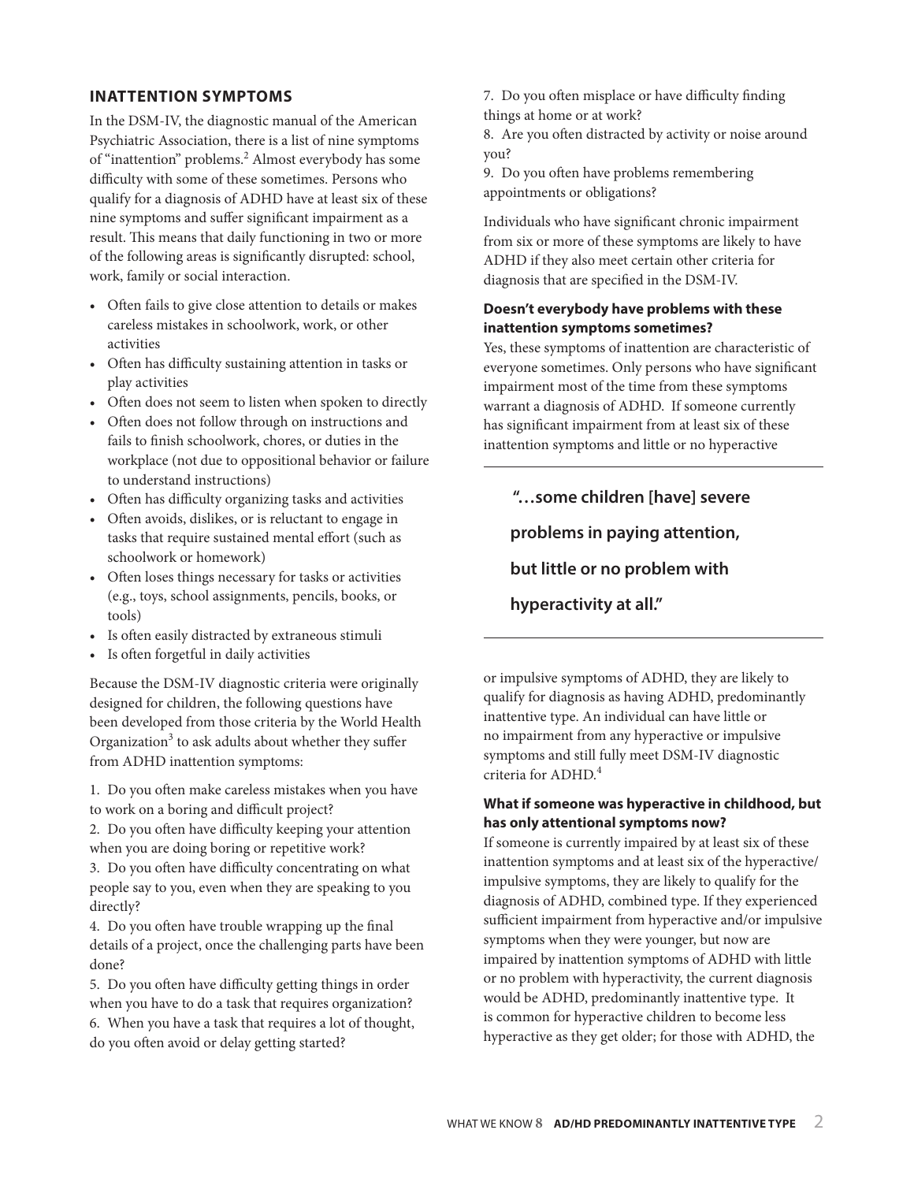## INATTENTION SYMPTOMS

In the DSM-IV, the diagnostic manual of the American Psychiatric Association, there is a list of nine symptoms of "inattention" problems.[2] Almost everybody has some difficulty with some of these sometimes. Persons who qualify for a diagnosis of ADHD have at least six of these nine symptoms and suffer significant impairment as a result. This means that daily functioning in two or more of the following areas is significantly disrupted: school, work, family or social interaction.

- Often fails to give close attention to details or makes careless mistakes in schoolwork, work, or other activities
- Often has difficulty sustaining attention in tasks or play activities
- Often does not seem to listen when spoken to directly
- Often does not follow through on instructions and fails to finish schoolwork, chores, or duties in the workplace (not due to oppositional behavior or failure to understand instructions)
- Often has difficulty organizing tasks and activities
- Often avoids, dislikes, or is reluctant to engage in tasks that require sustained mental effort (such as schoolwork or homework)
- Often loses things necessary for tasks or activities (e.g., toys, school assignments, pencils, books, or tools)
- Is often easily distracted by extraneous stimuli
- Is often forgetful in daily activities

Because the DSM-IV diagnostic criteria were originally designed for children, the following questions have been developed from those criteria by the World Health Organization[3] to ask adults about whether they suffer from ADHD inattention symptoms:

1. Do you often make careless mistakes when you have to work on a boring and difficult project?
2. Do you often have difficulty keeping your attention when you are doing boring or repetitive work?
3. Do you often have difficulty concentrating on what people say to you, even when they are speaking to you directly?
4. Do you often have trouble wrapping up the final details of a project, once the challenging parts have been done?
5. Do you often have difficulty getting things in order when you have to do a task that requires organization?
6. When you have a task that requires a lot of thought, do you often avoid or delay getting started?
7. Do you often misplace or have difficulty finding things at home or at work?
8. Are you often distracted by activity or noise around you?
9. Do you often have problems remembering appointments or obligations?

Individuals who have significant chronic impairment from six or more of these symptoms are likely to have ADHD if they also meet certain other criteria for diagnosis that are specified in the DSM-IV.

**Doesn't everybody have problems with these inattention symptoms sometimes?**

Yes, these symptoms of inattention are characteristic of everyone sometimes. Only persons who have significant impairment most of the time from these symptoms warrant a diagnosis of ADHD. If someone currently has significant impairment from at least six of these inattention symptoms and little or no hyperactive or impulsive symptoms of ADHD, they are likely to qualify for diagnosis as having ADHD, predominantly inattentive type. An individual can have little or no impairment from any hyperactive or impulsive symptoms and still fully meet DSM-IV diagnostic criteria for ADHD.[4]

> **"…some children [have] severe problems in paying attention, but little or no problem with hyperactivity at all."**

**What if someone was hyperactive in childhood, but has only attentional symptoms now?**

If someone is currently impaired by at least six of these inattention symptoms and at least six of the hyperactive/impulsive symptoms, they are likely to qualify for the diagnosis of ADHD, combined type. If they experienced sufficient impairment from hyperactive and/or impulsive symptoms when they were younger, but now are impaired by inattention symptoms of ADHD with little or no problem with hyperactivity, the current diagnosis would be ADHD, predominantly inattentive type. It is common for hyperactive children to become less hyperactive as they get older; for those with ADHD, the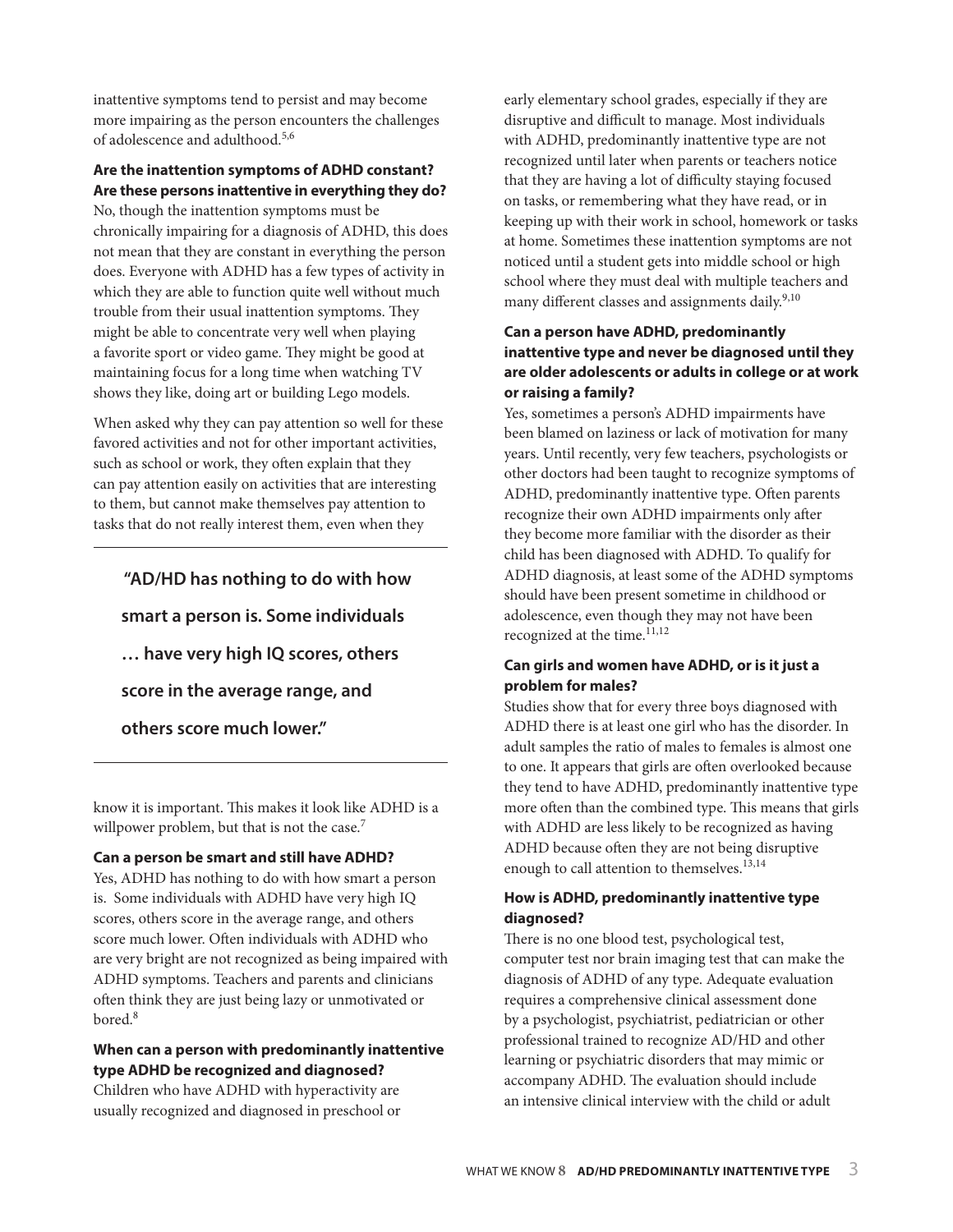inattentive symptoms tend to persist and may become more impairing as the person encounters the challenges of adolescence and adulthood.[5,6]

### Are the inattention symptoms of ADHD constant? Are these persons inattentive in everything they do?

No, though the inattention symptoms must be chronically impairing for a diagnosis of ADHD, this does not mean that they are constant in everything the person does. Everyone with ADHD has a few types of activity in which they are able to function quite well without much trouble from their usual inattention symptoms. They might be able to concentrate very well when playing a favorite sport or video game. They might be good at maintaining focus for a long time when watching TV shows they like, doing art or building Lego models.

When asked why they can pay attention so well for these favored activities and not for other important activities, such as school or work, they often explain that they can pay attention easily on activities that are interesting to them, but cannot make themselves pay attention to tasks that do not really interest them, even when they know it is important. This makes it look like ADHD is a willpower problem, but that is not the case.[7]

> **"AD/HD has nothing to do with how smart a person is. Some individuals … have very high IQ scores, others score in the average range, and others score much lower."**

### Can a person be smart and still have ADHD?

Yes, ADHD has nothing to do with how smart a person is. Some individuals with ADHD have very high IQ scores, others score in the average range, and others score much lower. Often individuals with ADHD who are very bright are not recognized as being impaired with ADHD symptoms. Teachers and parents and clinicians often think they are just being lazy or unmotivated or bored.[8]

### When can a person with predominantly inattentive type ADHD be recognized and diagnosed?

Children who have ADHD with hyperactivity are usually recognized and diagnosed in preschool or early elementary school grades, especially if they are disruptive and difficult to manage. Most individuals with ADHD, predominantly inattentive type are not recognized until later when parents or teachers notice that they are having a lot of difficulty staying focused on tasks, or remembering what they have read, or in keeping up with their work in school, homework or tasks at home. Sometimes these inattention symptoms are not noticed until a student gets into middle school or high school where they must deal with multiple teachers and many different classes and assignments daily.[9,10]

### Can a person have ADHD, predominantly inattentive type and never be diagnosed until they are older adolescents or adults in college or at work or raising a family?

Yes, sometimes a person's ADHD impairments have been blamed on laziness or lack of motivation for many years. Until recently, very few teachers, psychologists or other doctors had been taught to recognize symptoms of ADHD, predominantly inattentive type. Often parents recognize their own ADHD impairments only after they become more familiar with the disorder as their child has been diagnosed with ADHD. To qualify for ADHD diagnosis, at least some of the ADHD symptoms should have been present sometime in childhood or adolescence, even though they may not have been recognized at the time.[11,12]

### Can girls and women have ADHD, or is it just a problem for males?

Studies show that for every three boys diagnosed with ADHD there is at least one girl who has the disorder. In adult samples the ratio of males to females is almost one to one. It appears that girls are often overlooked because they tend to have ADHD, predominantly inattentive type more often than the combined type. This means that girls with ADHD are less likely to be recognized as having ADHD because often they are not being disruptive enough to call attention to themselves.[13,14]

### How is ADHD, predominantly inattentive type diagnosed?

There is no one blood test, psychological test, computer test nor brain imaging test that can make the diagnosis of ADHD of any type. Adequate evaluation requires a comprehensive clinical assessment done by a psychologist, psychiatrist, pediatrician or other professional trained to recognize AD/HD and other learning or psychiatric disorders that may mimic or accompany ADHD. The evaluation should include an intensive clinical interview with the child or adult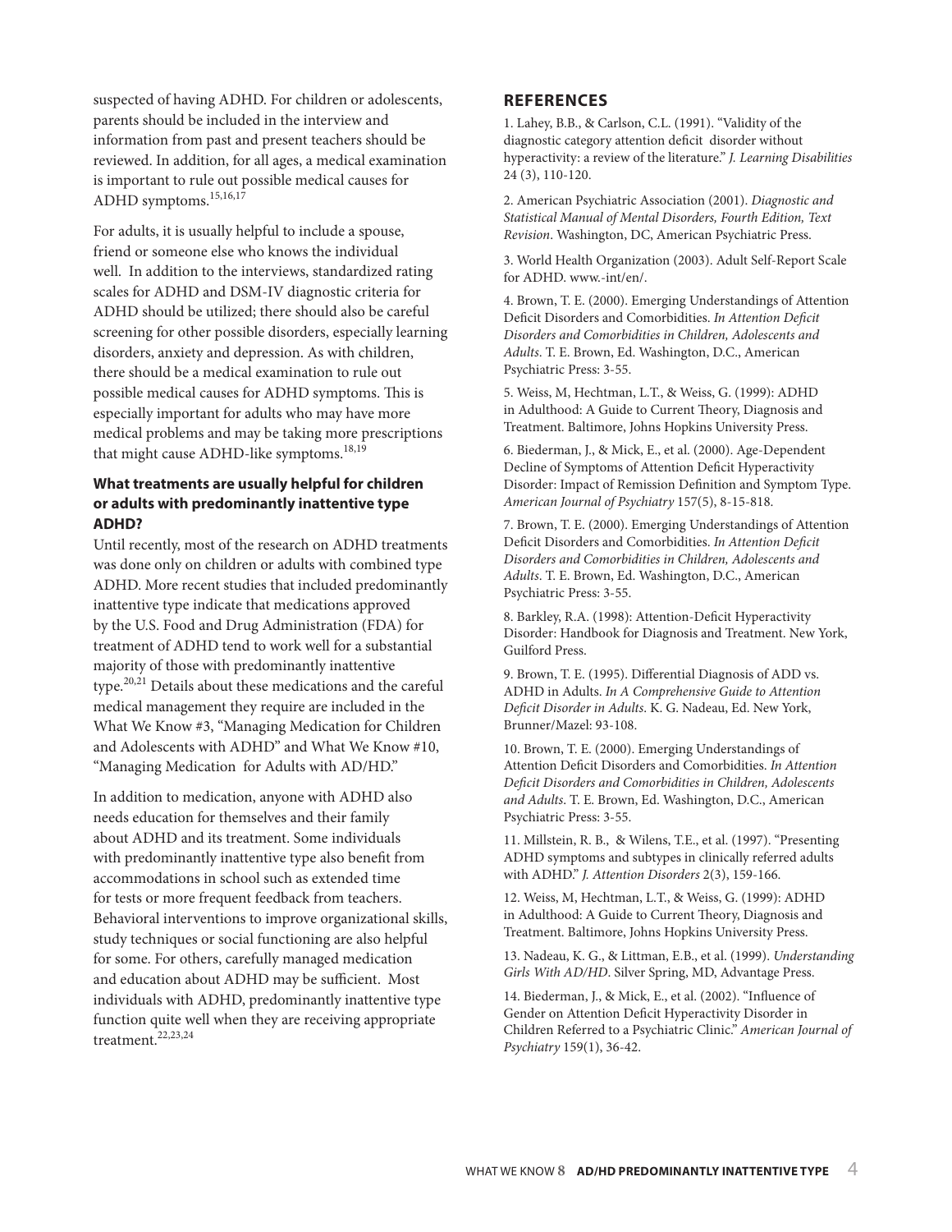suspected of having ADHD. For children or adolescents, parents should be included in the interview and information from past and present teachers should be reviewed. In addition, for all ages, a medical examination is important to rule out possible medical causes for ADHD symptoms.[15,16,17]

For adults, it is usually helpful to include a spouse, friend or someone else who knows the individual well. In addition to the interviews, standardized rating scales for ADHD and DSM-IV diagnostic criteria for ADHD should be utilized; there should also be careful screening for other possible disorders, especially learning disorders, anxiety and depression. As with children, there should be a medical examination to rule out possible medical causes for ADHD symptoms. This is especially important for adults who may have more medical problems and may be taking more prescriptions that might cause ADHD-like symptoms.[18,19]

### What treatments are usually helpful for children or adults with predominantly inattentive type ADHD?

Until recently, most of the research on ADHD treatments was done only on children or adults with combined type ADHD. More recent studies that included predominantly inattentive type indicate that medications approved by the U.S. Food and Drug Administration (FDA) for treatment of ADHD tend to work well for a substantial majority of those with predominantly inattentive type.[20,21] Details about these medications and the careful medical management they require are included in the What We Know #3, "Managing Medication for Children and Adolescents with ADHD" and What We Know #10, "Managing Medication for Adults with AD/HD."

In addition to medication, anyone with ADHD also needs education for themselves and their family about ADHD and its treatment. Some individuals with predominantly inattentive type also benefit from accommodations in school such as extended time for tests or more frequent feedback from teachers. Behavioral interventions to improve organizational skills, study techniques or social functioning are also helpful for some. For others, carefully managed medication and education about ADHD may be sufficient. Most individuals with ADHD, predominantly inattentive type function quite well when they are receiving appropriate treatment.[22,23,24]

## REFERENCES

1. Lahey, B.B., & Carlson, C.L. (1991). "Validity of the diagnostic category attention deficit disorder without hyperactivity: a review of the literature." *J. Learning Disabilities* 24 (3), 110-120.

2. American Psychiatric Association (2001). *Diagnostic and Statistical Manual of Mental Disorders, Fourth Edition, Text Revision*. Washington, DC, American Psychiatric Press.

3. World Health Organization (2003). Adult Self-Report Scale for ADHD. www.-int/en/.

4. Brown, T. E. (2000). Emerging Understandings of Attention Deficit Disorders and Comorbidities. *In Attention Deficit Disorders and Comorbidities in Children, Adolescents and Adults*. T. E. Brown, Ed. Washington, D.C., American Psychiatric Press: 3-55.

5. Weiss, M, Hechtman, L.T., & Weiss, G. (1999): ADHD in Adulthood: A Guide to Current Theory, Diagnosis and Treatment. Baltimore, Johns Hopkins University Press.

6. Biederman, J., & Mick, E., et al. (2000). Age-Dependent Decline of Symptoms of Attention Deficit Hyperactivity Disorder: Impact of Remission Definition and Symptom Type. *American Journal of Psychiatry* 157(5), 8-15-818.

7. Brown, T. E. (2000). Emerging Understandings of Attention Deficit Disorders and Comorbidities. *In Attention Deficit Disorders and Comorbidities in Children, Adolescents and Adults*. T. E. Brown, Ed. Washington, D.C., American Psychiatric Press: 3-55.

8. Barkley, R.A. (1998): Attention-Deficit Hyperactivity Disorder: Handbook for Diagnosis and Treatment. New York, Guilford Press.

9. Brown, T. E. (1995). Differential Diagnosis of ADD vs. ADHD in Adults. *In A Comprehensive Guide to Attention Deficit Disorder in Adults*. K. G. Nadeau, Ed. New York, Brunner/Mazel: 93-108.

10. Brown, T. E. (2000). Emerging Understandings of Attention Deficit Disorders and Comorbidities. *In Attention Deficit Disorders and Comorbidities in Children, Adolescents and Adults*. T. E. Brown, Ed. Washington, D.C., American Psychiatric Press: 3-55.

11. Millstein, R. B., & Wilens, T.E., et al. (1997). "Presenting ADHD symptoms and subtypes in clinically referred adults with ADHD." *J. Attention Disorders* 2(3), 159-166.

12. Weiss, M, Hechtman, L.T., & Weiss, G. (1999): ADHD in Adulthood: A Guide to Current Theory, Diagnosis and Treatment. Baltimore, Johns Hopkins University Press.

13. Nadeau, K. G., & Littman, E.B., et al. (1999). *Understanding Girls With AD/HD*. Silver Spring, MD, Advantage Press.

14. Biederman, J., & Mick, E., et al. (2002). "Influence of Gender on Attention Deficit Hyperactivity Disorder in Children Referred to a Psychiatric Clinic." *American Journal of Psychiatry* 159(1), 36-42.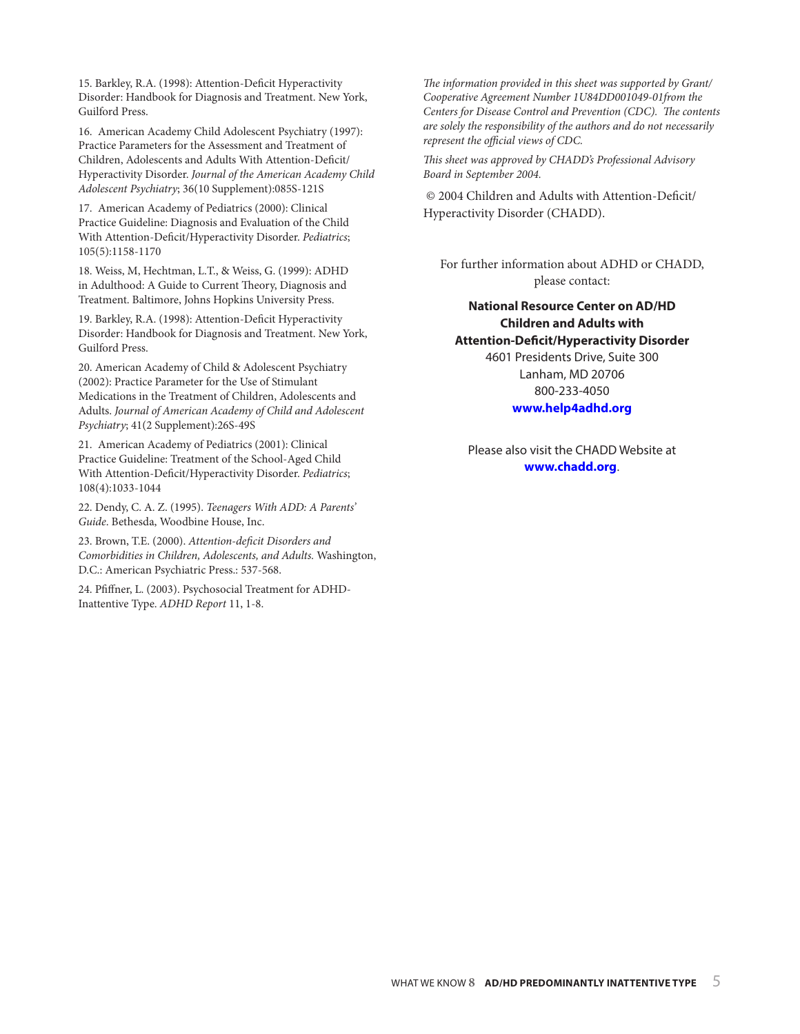15. Barkley, R.A. (1998): Attention-Deficit Hyperactivity Disorder: Handbook for Diagnosis and Treatment. New York, Guilford Press.

16. American Academy Child Adolescent Psychiatry (1997): Practice Parameters for the Assessment and Treatment of Children, Adolescents and Adults With Attention-Deficit/Hyperactivity Disorder. *Journal of the American Academy Child Adolescent Psychiatry*; 36(10 Supplement):085S-121S

17. American Academy of Pediatrics (2000): Clinical Practice Guideline: Diagnosis and Evaluation of the Child With Attention-Deficit/Hyperactivity Disorder. *Pediatrics*; 105(5):1158-1170

18. Weiss, M, Hechtman, L.T., & Weiss, G. (1999): ADHD in Adulthood: A Guide to Current Theory, Diagnosis and Treatment. Baltimore, Johns Hopkins University Press.

19. Barkley, R.A. (1998): Attention-Deficit Hyperactivity Disorder: Handbook for Diagnosis and Treatment. New York, Guilford Press.

20. American Academy of Child & Adolescent Psychiatry (2002): Practice Parameter for the Use of Stimulant Medications in the Treatment of Children, Adolescents and Adults. *Journal of American Academy of Child and Adolescent Psychiatry*; 41(2 Supplement):26S-49S

21. American Academy of Pediatrics (2001): Clinical Practice Guideline: Treatment of the School-Aged Child With Attention-Deficit/Hyperactivity Disorder. *Pediatrics*; 108(4):1033-1044

22. Dendy, C. A. Z. (1995). *Teenagers With ADD: A Parents' Guide*. Bethesda, Woodbine House, Inc.

23. Brown, T.E. (2000). *Attention-deficit Disorders and Comorbidities in Children, Adolescents, and Adults.* Washington, D.C.: American Psychiatric Press.: 537-568.

24. Pfiffner, L. (2003). Psychosocial Treatment for ADHD-Inattentive Type. *ADHD Report* 11, 1-8.

*The information provided in this sheet was supported by Grant/Cooperative Agreement Number 1U84DD001049-01from the Centers for Disease Control and Prevention (CDC). The contents are solely the responsibility of the authors and do not necessarily represent the official views of CDC.*

*This sheet was approved by CHADD's Professional Advisory Board in September 2004.*

© 2004 Children and Adults with Attention-Deficit/Hyperactivity Disorder (CHADD).

For further information about ADHD or CHADD, please contact:

**National Resource Center on AD/HD**
**Children and Adults with**
**Attention-Deficit/Hyperactivity Disorder**
4601 Presidents Drive, Suite 300
Lanham, MD 20706
800-233-4050
**www.help4adhd.org**

Please also visit the CHADD Website at **www.chadd.org**.